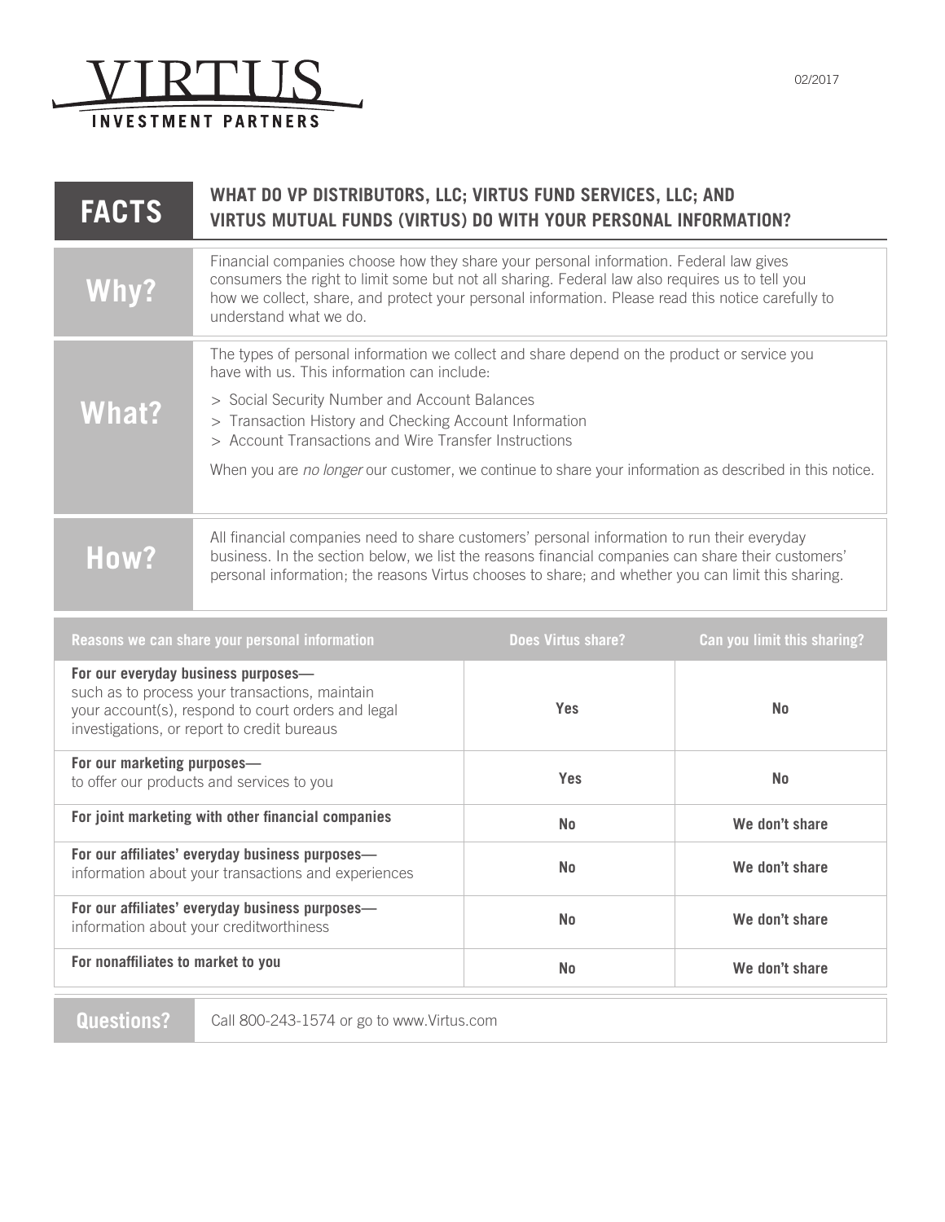VIRTUS
INVESTMENT PARTNERS

02/2017

# FACTS — WHAT DO VP DISTRIBUTORS, LLC; VIRTUS FUND SERVICES, LLC; AND VIRTUS MUTUAL FUNDS (VIRTUS) DO WITH YOUR PERSONAL INFORMATION?

## Why?

Financial companies choose how they share your personal information. Federal law gives consumers the right to limit some but not all sharing. Federal law also requires us to tell you how we collect, share, and protect your personal information. Please read this notice carefully to understand what we do.

## What?

The types of personal information we collect and share depend on the product or service you have with us. This information can include:

> Social Security Number and Account Balances
> Transaction History and Checking Account Information
> Account Transactions and Wire Transfer Instructions

When you are *no longer* our customer, we continue to share your information as described in this notice.

## How?

All financial companies need to share customers' personal information to run their everyday business. In the section below, we list the reasons financial companies can share their customers' personal information; the reasons Virtus chooses to share; and whether you can limit this sharing.

| Reasons we can share your personal information | Does Virtus share? | Can you limit this sharing? |
|---|---|---|
| **For our everyday business purposes—** such as to process your transactions, maintain your account(s), respond to court orders and legal investigations, or report to credit bureaus | **Yes** | **No** |
| **For our marketing purposes—** to offer our products and services to you | **Yes** | **No** |
| **For joint marketing with other financial companies** | **No** | **We don't share** |
| **For our affiliates' everyday business purposes—** information about your transactions and experiences | **No** | **We don't share** |
| **For our affiliates' everyday business purposes—** information about your creditworthiness | **No** | **We don't share** |
| **For nonaffiliates to market to you** | **No** | **We don't share** |

**Questions?** Call 800-243-1574 or go to www.Virtus.com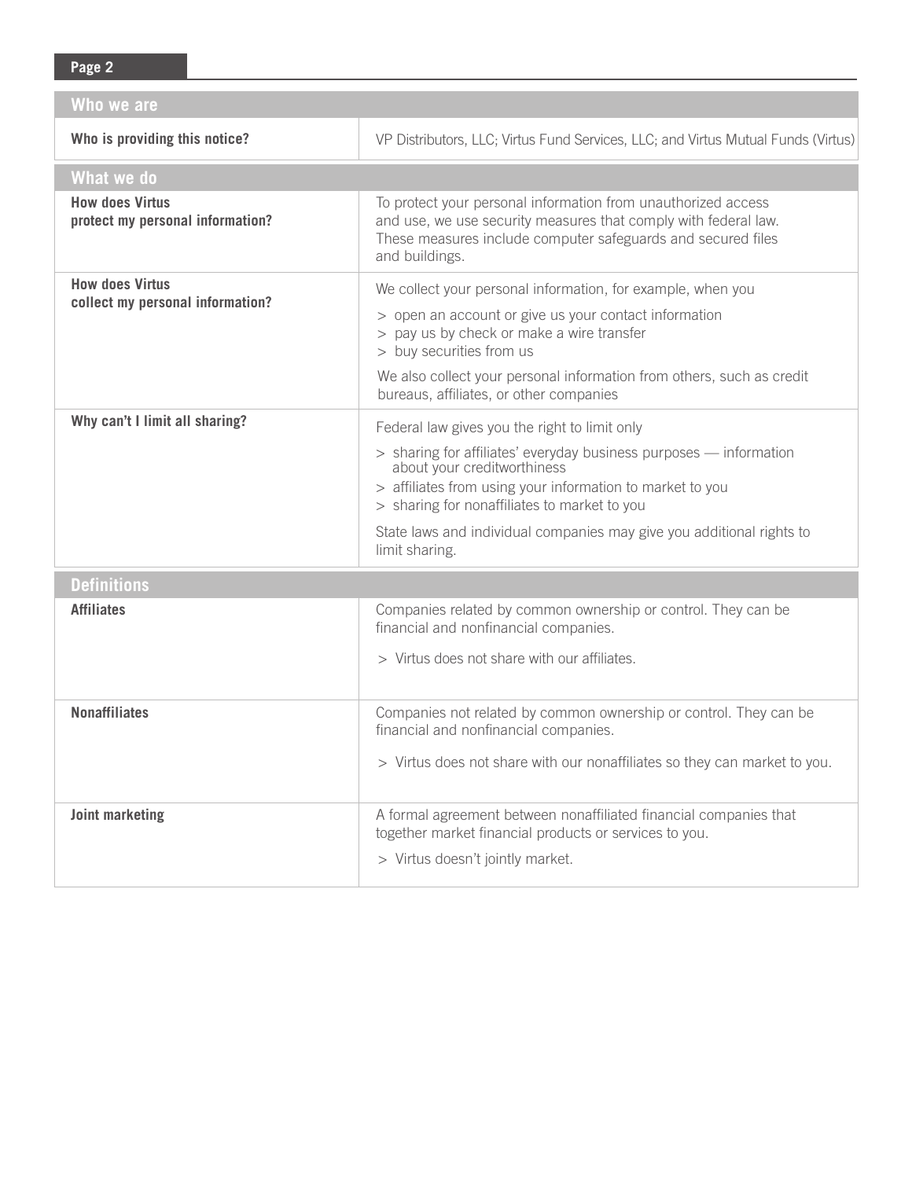| Who we are | |
|---|---|
| **Who is providing this notice?** | VP Distributors, LLC; Virtus Fund Services, LLC; and Virtus Mutual Funds (Virtus) |

| What we do | |
|---|---|
| **How does Virtus protect my personal information?** | To protect your personal information from unauthorized access and use, we use security measures that comply with federal law. These measures include computer safeguards and secured files and buildings. |
| **How does Virtus collect my personal information?** | We collect your personal information, for example, when you<br>> open an account or give us your contact information<br>> pay us by check or make a wire transfer<br>> buy securities from us<br>We also collect your personal information from others, such as credit bureaus, affiliates, or other companies |
| **Why can't I limit all sharing?** | Federal law gives you the right to limit only<br>> sharing for affiliates' everyday business purposes — information about your creditworthiness<br>> affiliates from using your information to market to you<br>> sharing for nonaffiliates to market to you<br>State laws and individual companies may give you additional rights to limit sharing. |

| Definitions | |
|---|---|
| **Affiliates** | Companies related by common ownership or control. They can be financial and nonfinancial companies.<br>> Virtus does not share with our affiliates. |
| **Nonaffiliates** | Companies not related by common ownership or control. They can be financial and nonfinancial companies.<br>> Virtus does not share with our nonaffiliates so they can market to you. |
| **Joint marketing** | A formal agreement between nonaffiliated financial companies that together market financial products or services to you.<br>> Virtus doesn't jointly market. |